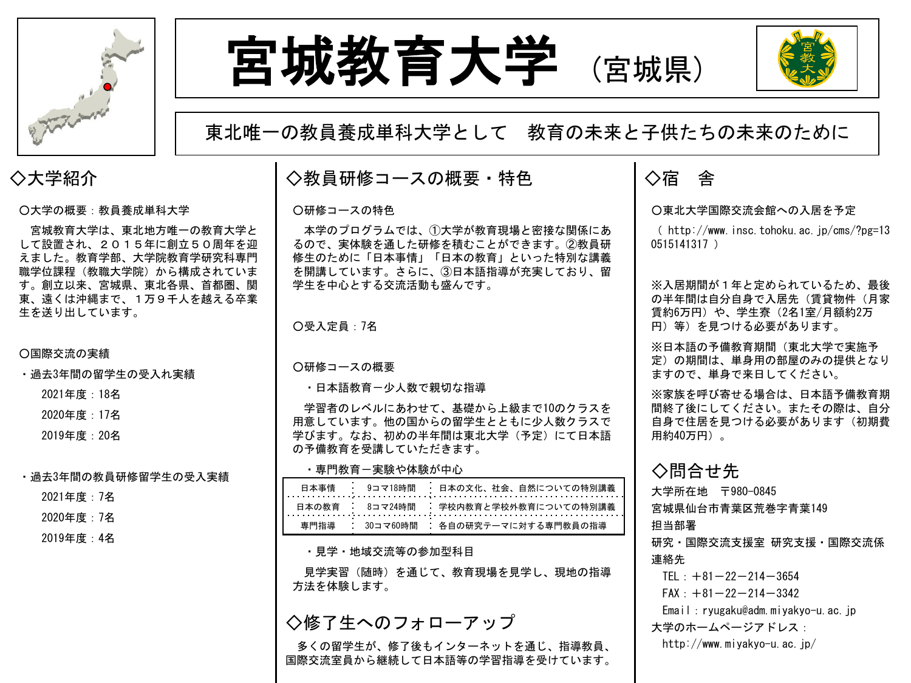# 宮城教育大学（宮城県）

東北唯一の教員養成単科大学として　教育の未来と子供たちの未来のために

## ◇大学紹介

○大学の概要：教員養成単科大学

宮城教育大学は、東北地方唯一の教育大学として設置され、２０１５年に創立５０周年を迎えました。教育学部、大学院教育学研究科専門職学位課程（教職大学院）から構成されています。創立以来、宮城県、東北各県、首都圏、関東、遠くは沖縄まで、１万９千人を越える卒業生を送り出しています。

○国際交流の実績

・過去3年間の留学生の受入れ実績

2021年度：18名

2020年度：17名

2019年度：20名

・過去3年間の教員研修留学生の受入実績

2021年度：7名

2020年度：7名

2019年度：4名

## ◇教員研修コースの概要・特色

○研修コースの特色

本学のプログラムでは、①大学が教育現場と密接な関係にあるので、実体験を通した研修を積むことができます。②教員研修生のために「日本事情」「日本の教育」といった特別な講義を開講しています。さらに、③日本語指導が充実しており、留学生を中心とする交流活動も盛んです。

○受入定員：7名

○研修コースの概要

・日本語教育－少人数で親切な指導

学習者のレベルにあわせて、基礎から上級まで10のクラスを用意しています。他の国からの留学生とともに少人数クラスで学びます。なお、初めの半年間は東北大学（予定）にて日本語の予備教育を受講していただきます。

・専門教育－実験や体験が中心

| 日本事情 | 9コマ18時間 | 日本の文化、社会、自然についての特別講義 |
|---|---|---|
| 日本の教育 | 8コマ24時間 | 学校内教育と学校外教育についての特別講義 |
| 専門指導 | 30コマ60時間 | 各自の研究テーマに対する専門教員の指導 |

・見学・地域交流等の参加型科目

見学実習（随時）を通じて、教育現場を見学し、現地の指導方法を体験します。

## ◇修了生へのフォローアップ

多くの留学生が、修了後もインターネットを通じ、指導教員、国際交流室員から継続して日本語等の学習指導を受けています。

## ◇宿　舎

○東北大学国際交流会館への入居を予定

（ http://www.insc.tohoku.ac.jp/cms/?pg=130515141317 ）

※入居期間が１年と定められているため、最後の半年間は自分自身で入居先（賃貸物件（月家賃約6万円）や、学生寮（2名1室/月額約2万円）等）を見つける必要があります。

※日本語の予備教育期間（東北大学で実施予定）の期間は、単身用の部屋のみの提供となりますので、単身で来日してください。

※家族を呼び寄せる場合は、日本語予備教育期間終了後にしてください。またその際は、自分自身で住居を見つける必要があります（初期費用約40万円）。

## ◇問合せ先

大学所在地　〒980-0845

宮城県仙台市青葉区荒巻字青葉149

担当部署

研究・国際交流支援室 研究支援・国際交流係

連絡先

TEL：＋81－22－214－3654

FAX：＋81－22－214－3342

Email：ryugaku@adm.miyakyo-u.ac.jp

大学のホームページアドレス：

http://www.miyakyo-u.ac.jp/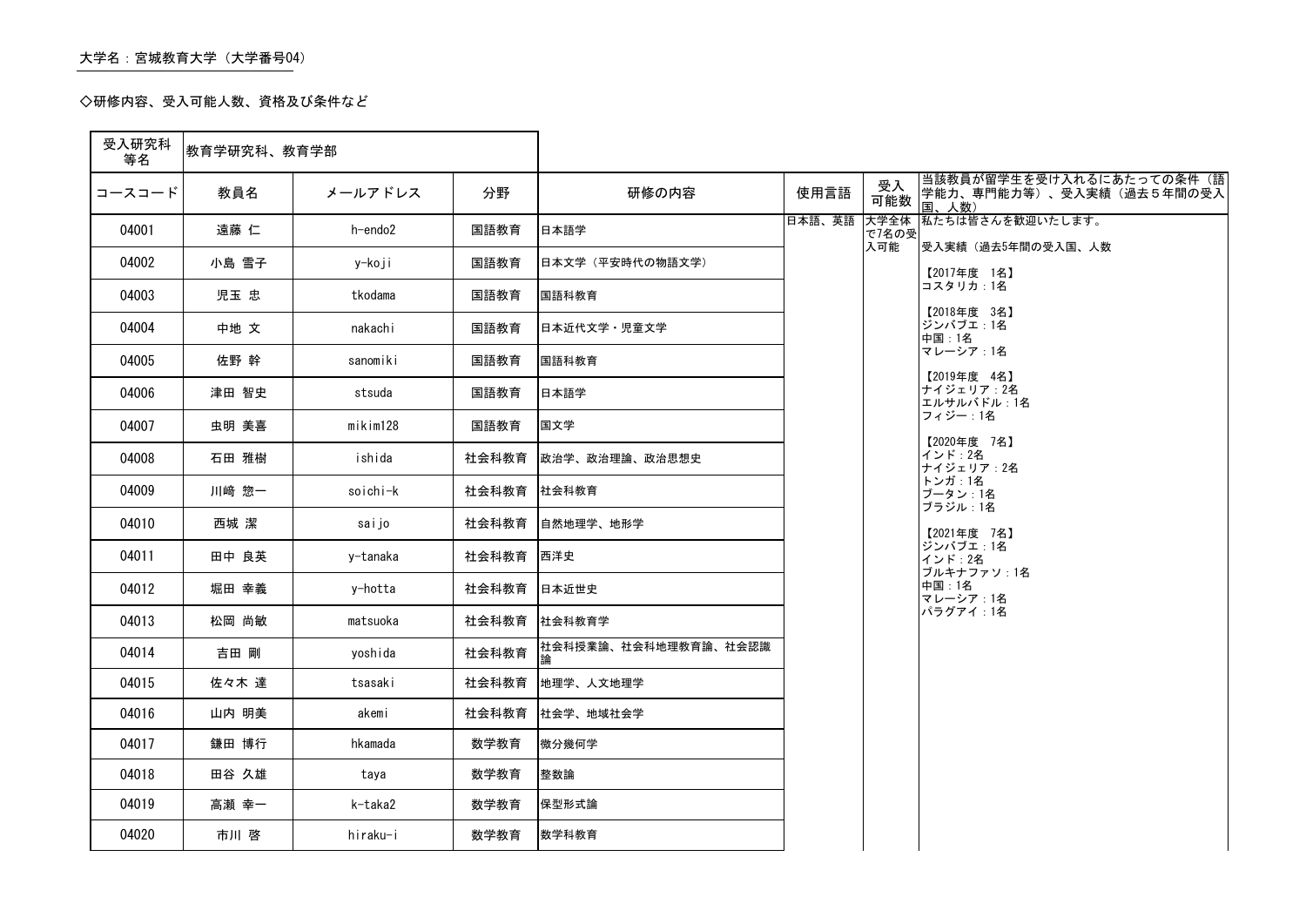大学名：宮城教育大学（大学番号04）

◇研修内容、受入可能人数、資格及び条件など

| 受入研究科等名 | 教育学研究科、教育学部 | | | | | | |
|---|---|---|---|---|---|---|---|
| コースコード | 教員名 | メールアドレス | 分野 | 研修の内容 | 使用言語 | 受入可能数 | 当該教員が留学生を受け入れるにあたっての条件（語学能力、専門能力等）、受入実績（過去５年間の受入国、人数） |
| 04001 | 遠藤 仁 | h-endo2 | 国語教育 | 日本語学 | 日本語、英語 | 大学全体で7名の受入可能 | 私たちは皆さんを歓迎いたします。<br><br>受入実績（過去5年間の受入国、人数<br><br>【2017年度 1名】<br>コスタリカ：1名<br><br>【2018年度 3名】<br>ジンバブエ：1名<br>中国：1名<br>マレーシア：1名<br><br>【2019年度 4名】<br>ナイジェリア：2名<br>エルサルバドル：1名<br>フィジー：1名<br><br>【2020年度 7名】<br>インド：2名<br>ナイジェリア：2名<br>トンガ：1名<br>ブータン：1名<br>ブラジル：1名<br><br>【2021年度 7名】<br>ジンバブエ：1名<br>インド：2名<br>ブルキナファソ：1名<br>中国：1名<br>マレーシア：1名<br>パラグアイ：1名 |
| 04002 | 小島 雪子 | y-koji | 国語教育 | 日本文学（平安時代の物語文学） | | | |
| 04003 | 児玉 忠 | tkodama | 国語教育 | 国語科教育 | | | |
| 04004 | 中地 文 | nakachi | 国語教育 | 日本近代文学・児童文学 | | | |
| 04005 | 佐野 幹 | sanomiki | 国語教育 | 国語科教育 | | | |
| 04006 | 津田 智史 | stsuda | 国語教育 | 日本語学 | | | |
| 04007 | 虫明 美喜 | mikim128 | 国語教育 | 国文学 | | | |
| 04008 | 石田 雅樹 | ishida | 社会科教育 | 政治学、政治理論、政治思想史 | | | |
| 04009 | 川﨑 惣一 | soichi-k | 社会科教育 | 社会科教育 | | | |
| 04010 | 西城 潔 | saijo | 社会科教育 | 自然地理学、地形学 | | | |
| 04011 | 田中 良英 | y-tanaka | 社会科教育 | 西洋史 | | | |
| 04012 | 堀田 幸義 | y-hotta | 社会科教育 | 日本近世史 | | | |
| 04013 | 松岡 尚敏 | matsuoka | 社会科教育 | 社会科教育学 | | | |
| 04014 | 吉田 剛 | yoshida | 社会科教育 | 社会科授業論、社会科地理教育論、社会認識論 | | | |
| 04015 | 佐々木 達 | tsasaki | 社会科教育 | 地理学、人文地理学 | | | |
| 04016 | 山内 明美 | akemi | 社会科教育 | 社会学、地域社会学 | | | |
| 04017 | 鎌田 博行 | hkamada | 数学教育 | 微分幾何学 | | | |
| 04018 | 田谷 久雄 | taya | 数学教育 | 整数論 | | | |
| 04019 | 高瀬 幸一 | k-taka2 | 数学教育 | 保型形式論 | | | |
| 04020 | 市川 啓 | hiraku-i | 数学教育 | 数学科教育 | | | |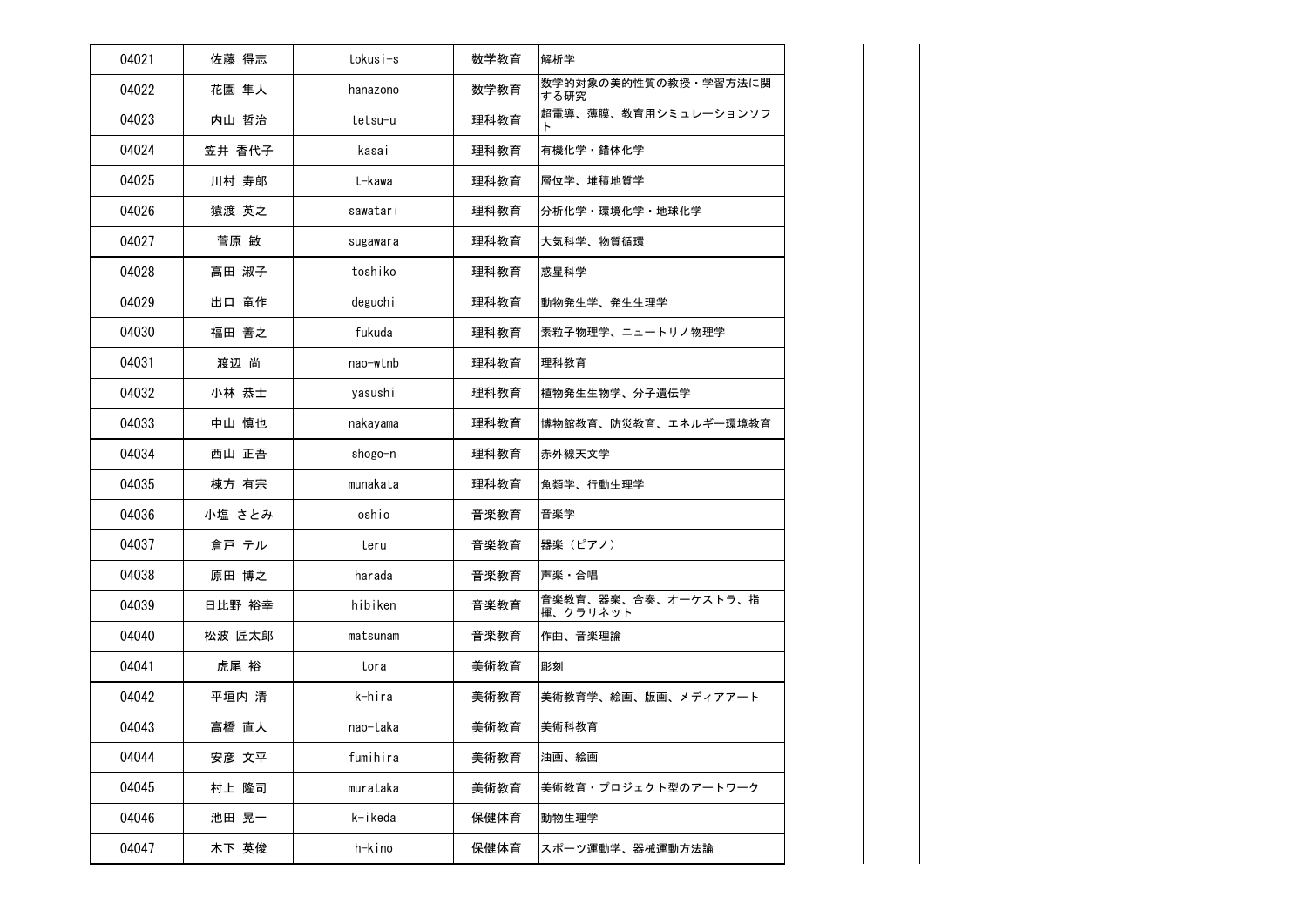| 04021 | 佐藤 得志 | tokusi-s | 数学教育 | 解析学 |
|---|---|---|---|---|
| 04022 | 花園 隼人 | hanazono | 数学教育 | 数学的対象の美的性質の教授・学習方法に関する研究 |
| 04023 | 内山 哲治 | tetsu-u | 理科教育 | 超電導、薄膜、教育用シミュレーションソフト |
| 04024 | 笠井 香代子 | kasai | 理科教育 | 有機化学・錯体化学 |
| 04025 | 川村 寿郎 | t-kawa | 理科教育 | 層位学、堆積地質学 |
| 04026 | 猿渡 英之 | sawatari | 理科教育 | 分析化学・環境化学・地球化学 |
| 04027 | 菅原 敏 | sugawara | 理科教育 | 大気科学、物質循環 |
| 04028 | 高田 淑子 | toshiko | 理科教育 | 惑星科学 |
| 04029 | 出口 竜作 | deguchi | 理科教育 | 動物発生学、発生生理学 |
| 04030 | 福田 善之 | fukuda | 理科教育 | 素粒子物理学、ニュートリノ物理学 |
| 04031 | 渡辺 尚 | nao-wtnb | 理科教育 | 理科教育 |
| 04032 | 小林 恭士 | yasushi | 理科教育 | 植物発生生物学、分子遺伝学 |
| 04033 | 中山 慎也 | nakayama | 理科教育 | 博物館教育、防災教育、エネルギー環境教育 |
| 04034 | 西山 正吾 | shogo-n | 理科教育 | 赤外線天文学 |
| 04035 | 棟方 有宗 | munakata | 理科教育 | 魚類学、行動生理学 |
| 04036 | 小塩 さとみ | oshio | 音楽教育 | 音楽学 |
| 04037 | 倉戸 テル | teru | 音楽教育 | 器楽（ピアノ） |
| 04038 | 原田 博之 | harada | 音楽教育 | 声楽・合唱 |
| 04039 | 日比野 裕幸 | hibiken | 音楽教育 | 音楽教育、器楽、合奏、オーケストラ、指揮、クラリネット |
| 04040 | 松波 匠太郎 | matsunam | 音楽教育 | 作曲、音楽理論 |
| 04041 | 虎尾 裕 | tora | 美術教育 | 彫刻 |
| 04042 | 平垣内 清 | k-hira | 美術教育 | 美術教育学、絵画、版画、メディアアート |
| 04043 | 高橋 直人 | nao-taka | 美術教育 | 美術科教育 |
| 04044 | 安彦 文平 | fumihira | 美術教育 | 油画、絵画 |
| 04045 | 村上 隆司 | murataka | 美術教育 | 美術教育・プロジェクト型のアートワーク |
| 04046 | 池田 晃一 | k-ikeda | 保健体育 | 動物生理学 |
| 04047 | 木下 英俊 | h-kino | 保健体育 | スポーツ運動学、器械運動方法論 |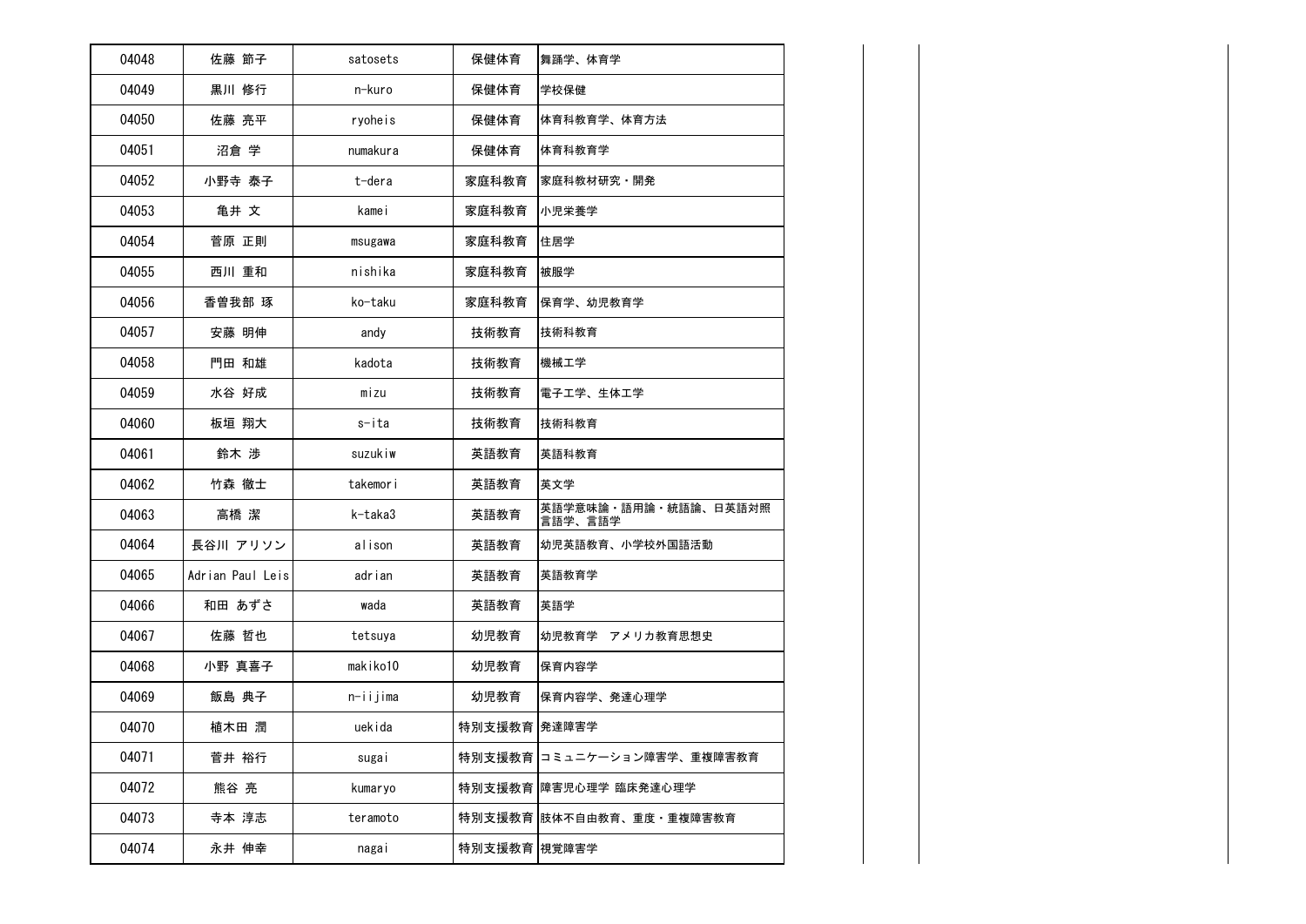| 04048 | 佐藤 節子 | satosets | 保健体育 | 舞踊学、体育学 |
|---|---|---|---|---|
| 04049 | 黒川 修行 | n-kuro | 保健体育 | 学校保健 |
| 04050 | 佐藤 亮平 | ryoheis | 保健体育 | 体育科教育学、体育方法 |
| 04051 | 沼倉 学 | numakura | 保健体育 | 体育科教育学 |
| 04052 | 小野寺 泰子 | t-dera | 家庭科教育 | 家庭科教材研究・開発 |
| 04053 | 亀井 文 | kamei | 家庭科教育 | 小児栄養学 |
| 04054 | 菅原 正則 | msugawa | 家庭科教育 | 住居学 |
| 04055 | 西川 重和 | nishika | 家庭科教育 | 被服学 |
| 04056 | 香曽我部 琢 | ko-taku | 家庭科教育 | 保育学、幼児教育学 |
| 04057 | 安藤 明伸 | andy | 技術教育 | 技術科教育 |
| 04058 | 門田 和雄 | kadota | 技術教育 | 機械工学 |
| 04059 | 水谷 好成 | mizu | 技術教育 | 電子工学、生体工学 |
| 04060 | 板垣 翔大 | s-ita | 技術教育 | 技術科教育 |
| 04061 | 鈴木 渉 | suzukiw | 英語教育 | 英語科教育 |
| 04062 | 竹森 徹士 | takemori | 英語教育 | 英文学 |
| 04063 | 高橋 潔 | k-taka3 | 英語教育 | 英語学意味論・語用論・統語論、日英語対照言語学、言語学 |
| 04064 | 長谷川 アリソン | alison | 英語教育 | 幼児英語教育、小学校外国語活動 |
| 04065 | Adrian Paul Leis | adrian | 英語教育 | 英語教育学 |
| 04066 | 和田 あずさ | wada | 英語教育 | 英語学 |
| 04067 | 佐藤 哲也 | tetsuya | 幼児教育 | 幼児教育学　アメリカ教育思想史 |
| 04068 | 小野 真喜子 | makiko10 | 幼児教育 | 保育内容学 |
| 04069 | 飯島 典子 | n-iijima | 幼児教育 | 保育内容学、発達心理学 |
| 04070 | 植木田 潤 | uekida | 特別支援教育 | 発達障害学 |
| 04071 | 菅井 裕行 | sugai | 特別支援教育 | コミュニケーション障害学、重複障害教育 |
| 04072 | 熊谷 亮 | kumaryo | 特別支援教育 | 障害児心理学 臨床発達心理学 |
| 04073 | 寺本 淳志 | teramoto | 特別支援教育 | 肢体不自由教育、重度・重複障害教育 |
| 04074 | 永井 伸幸 | nagai | 特別支援教育 | 視覚障害学 |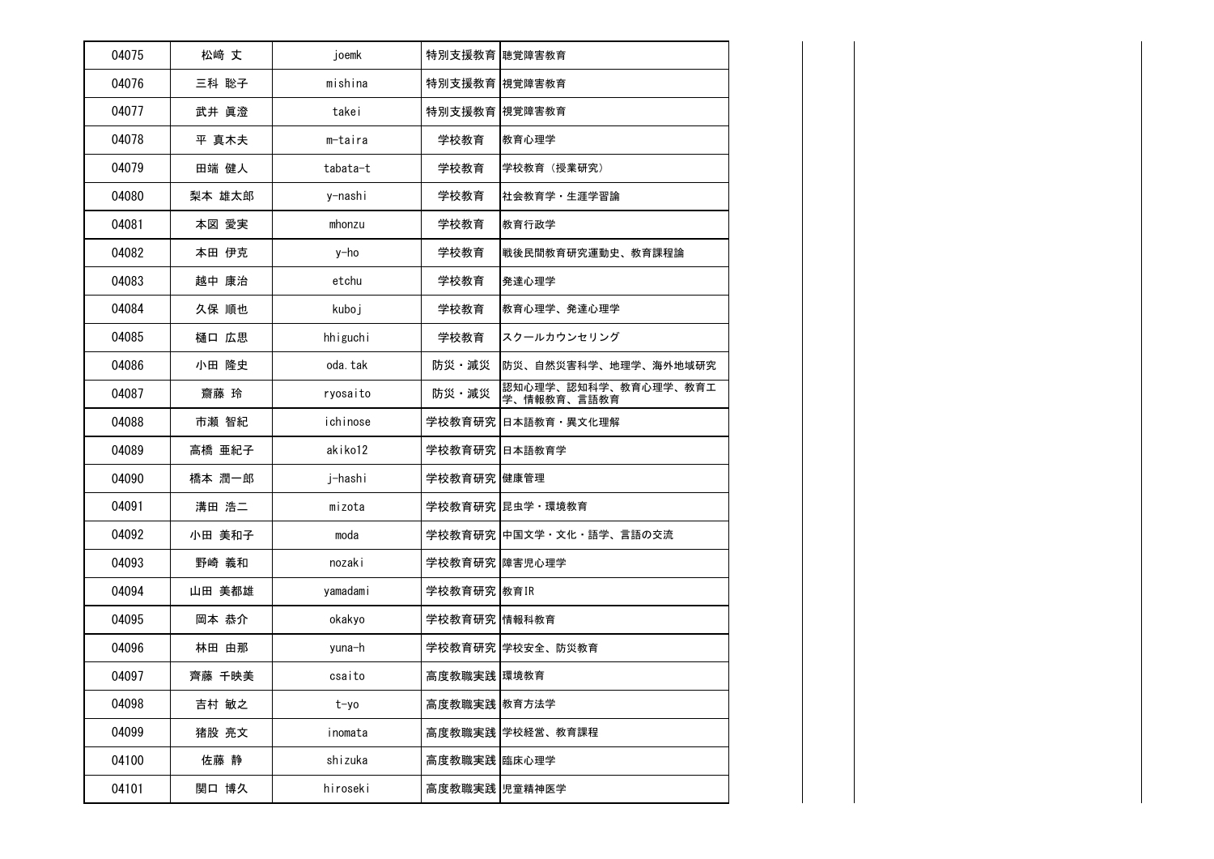| | | | | |
|---|---|---|---|---|
| 04075 | 松崎 丈 | joemk | 特別支援教育 | 聴覚障害教育 |
| 04076 | 三科 聡子 | mishina | 特別支援教育 | 視覚障害教育 |
| 04077 | 武井 眞澄 | takei | 特別支援教育 | 視覚障害教育 |
| 04078 | 平 真木夫 | m-taira | 学校教育 | 教育心理学 |
| 04079 | 田端 健人 | tabata-t | 学校教育 | 学校教育（授業研究） |
| 04080 | 梨本 雄太郎 | y-nashi | 学校教育 | 社会教育学・生涯学習論 |
| 04081 | 本図 愛実 | mhonzu | 学校教育 | 教育行政学 |
| 04082 | 本田 伊克 | y-ho | 学校教育 | 戦後民間教育研究運動史、教育課程論 |
| 04083 | 越中 康治 | etchu | 学校教育 | 発達心理学 |
| 04084 | 久保 順也 | kuboj | 学校教育 | 教育心理学、発達心理学 |
| 04085 | 樋口 広思 | hhiguchi | 学校教育 | スクールカウンセリング |
| 04086 | 小田 隆史 | oda.tak | 防災・減災 | 防災、自然災害科学、地理学、海外地域研究 |
| 04087 | 齋藤 玲 | ryosaito | 防災・減災 | 認知心理学、認知科学、教育心理学、教育工学、情報教育、言語教育 |
| 04088 | 市瀬 智紀 | ichinose | 学校教育研究 | 日本語教育・異文化理解 |
| 04089 | 高橋 亜紀子 | akiko12 | 学校教育研究 | 日本語教育学 |
| 04090 | 橋本 潤一郎 | j-hashi | 学校教育研究 | 健康管理 |
| 04091 | 溝田 浩二 | mizota | 学校教育研究 | 昆虫学・環境教育 |
| 04092 | 小田 美和子 | moda | 学校教育研究 | 中国文学・文化・語学、言語の交流 |
| 04093 | 野崎 義和 | nozaki | 学校教育研究 | 障害児心理学 |
| 04094 | 山田 美都雄 | yamadami | 学校教育研究 | 教育IR |
| 04095 | 岡本 恭介 | okakyo | 学校教育研究 | 情報科教育 |
| 04096 | 林田 由那 | yuna-h | 学校教育研究 | 学校安全、防災教育 |
| 04097 | 齊藤 千映美 | csaito | 高度教職実践 | 環境教育 |
| 04098 | 吉村 敏之 | t-yo | 高度教職実践 | 教育方法学 |
| 04099 | 猪股 亮文 | inomata | 高度教職実践 | 学校経営、教育課程 |
| 04100 | 佐藤 静 | shizuka | 高度教職実践 | 臨床心理学 |
| 04101 | 関口 博久 | hiroseki | 高度教職実践 | 児童精神医学 |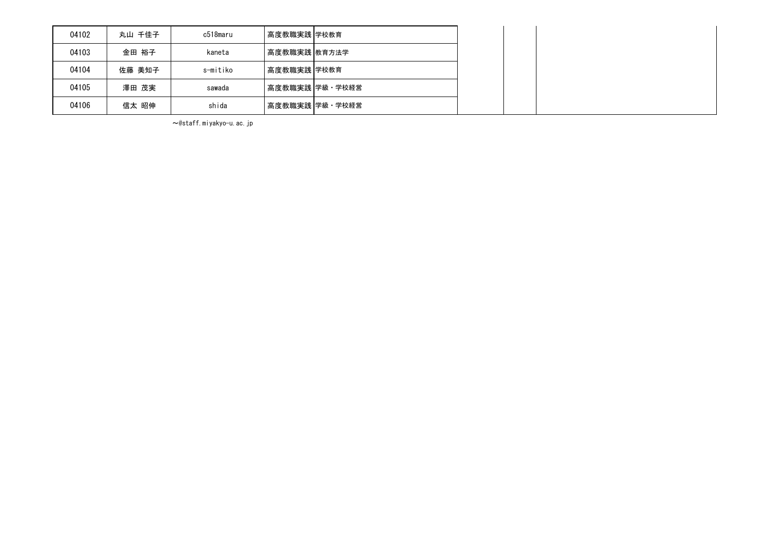| | | | | | | | |
|---|---|---|---|---|---|---|---|
| 04102 | 丸山 千佳子 | c518maru | 高度教職実践 | 学校教育 | | | |
| 04103 | 金田 裕子 | kaneta | 高度教職実践 | 教育方法学 | | | |
| 04104 | 佐藤 美知子 | s-mitiko | 高度教職実践 | 学校教育 | | | |
| 04105 | 澤田 茂実 | sawada | 高度教職実践 | 学級・学校経営 | | | |
| 04106 | 信太 昭伸 | shida | 高度教職実践 | 学級・学校経営 | | | |

～@staff.miyakyo-u.ac.jp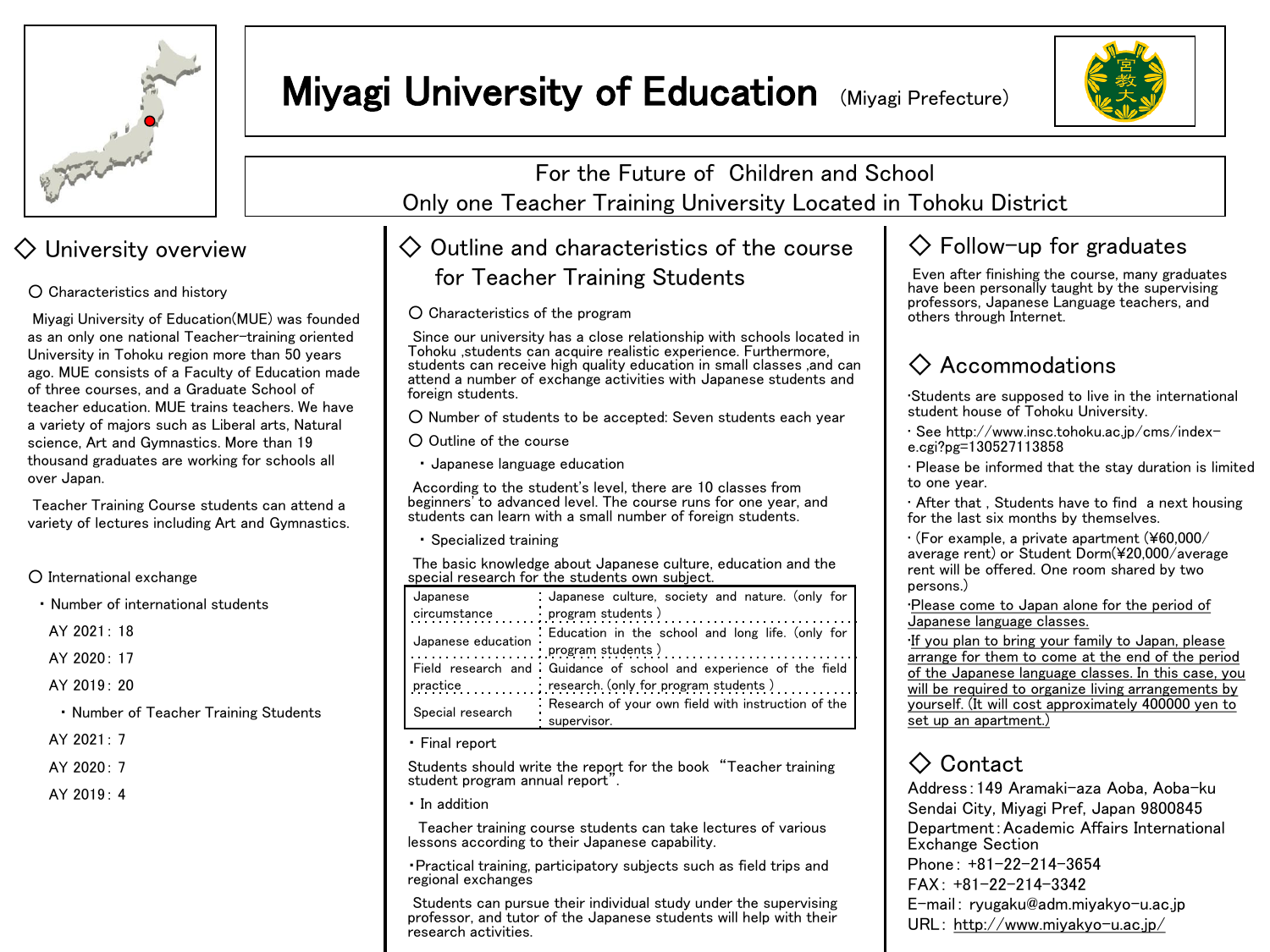# Miyagi University of Education (Miyagi Prefecture)

For the Future of Children and School
Only one Teacher Training University Located in Tohoku District

## ◇ University overview

○ Characteristics and history

Miyagi University of Education(MUE) was founded as an only one national Teacher-training oriented University in Tohoku region more than 50 years ago. MUE consists of a Faculty of Education made of three courses, and a Graduate School of teacher education. MUE trains teachers. We have a variety of majors such as Liberal arts, Natural science, Art and Gymnastics. More than 19 thousand graduates are working for schools all over Japan.

Teacher Training Course students can attend a variety of lectures including Art and Gymnastics.

○ International exchange

・Number of international students

AY 2021：18

AY 2020：17

AY 2019：20

・Number of Teacher Training Students

AY 2021：7

AY 2020：7

AY 2019：4

## ◇ Outline and characteristics of the course for Teacher Training Students

○ Characteristics of the program

Since our university has a close relationship with schools located in Tohoku ,students can acquire realistic experience. Furthermore, students can receive high quality education in small classes ,and can attend a number of exchange activities with Japanese students and foreign students.

○ Number of students to be accepted: Seven students each year

○ Outline of the course

・Japanese language education

According to the student's level, there are 10 classes from beginners' to advanced level. The course runs for one year, and students can learn with a small number of foreign students.

・Specialized training

The basic knowledge about Japanese culture, education and the special research for the students own subject.

| | |
|---|---|
| Japanese circumstance | Japanese culture, society and nature. (only for program students ) |
| Japanese education | Education in the school and long life. (only for program students ) |
| Field research and practice | Guidance of school and experience of the field research. (only for program students ) |
| Special research | Research of your own field with instruction of the supervisor. |

・Final report

Students should write the report for the book "Teacher training student program annual report".

・In addition

Teacher training course students can take lectures of various lessons according to their Japanese capability.

・Practical training, participatory subjects such as field trips and regional exchanges

Students can pursue their individual study under the supervising professor, and tutor of the Japanese students will help with their research activities.

## ◇ Follow-up for graduates

Even after finishing the course, many graduates have been personally taught by the supervising professors, Japanese Language teachers, and others through Internet.

## ◇ Accommodations

・Students are supposed to live in the international student house of Tohoku University.

・See http://www.insc.tohoku.ac.jp/cms/index-e.cgi?pg=130527113858

・Please be informed that the stay duration is limited to one year.

・After that , Students have to find a next housing for the last six months by themselves.

・(For example, a private apartment (¥60,000/ average rent) or Student Dorm(¥20,000/average rent will be offered. One room shared by two persons.)

・Please come to Japan alone for the period of Japanese language classes.

・If you plan to bring your family to Japan, please arrange for them to come at the end of the period of the Japanese language classes. In this case, you will be required to organize living arrangements by yourself. (It will cost approximately 400000 yen to set up an apartment.)

## ◇ Contact

Address：149 Aramaki-aza Aoba, Aoba-ku Sendai City, Miyagi Pref, Japan 9800845
Department：Academic Affairs International Exchange Section
Phone：+81-22-214-3654
FAX：+81-22-214-3342
E-mail：ryugaku@adm.miyakyo-u.ac.jp
URL：http://www.miyakyo-u.ac.jp/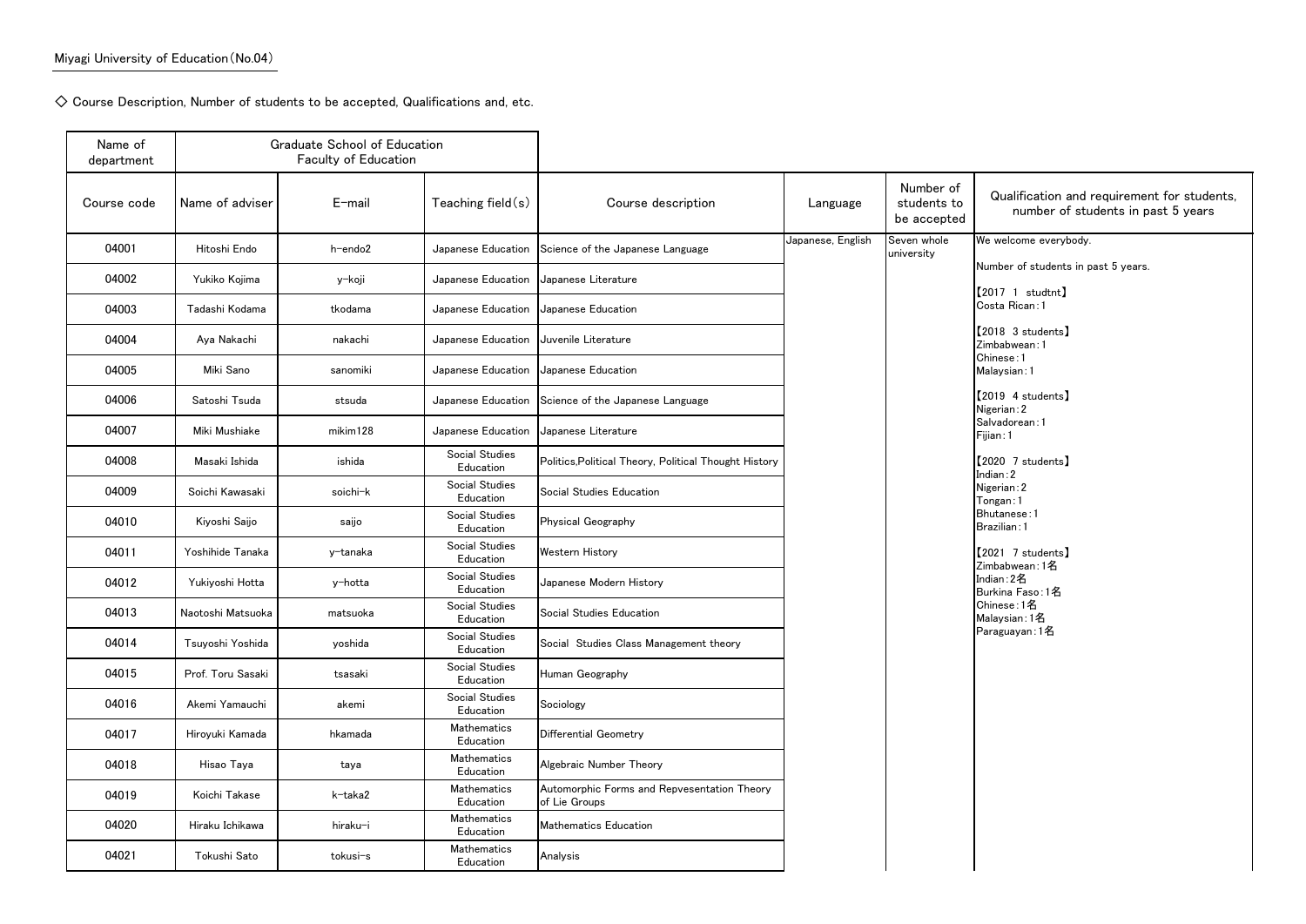Miyagi University of Education（No.04）

◇ Course Description, Number of students to be accepted, Qualifications and, etc.

| Name of department | Graduate School of Education Faculty of Education | | | | | | |
|---|---|---|---|---|---|---|---|
| Course code | Name of adviser | E-mail | Teaching field(s) | Course description | Language | Number of students to be accepted | Qualification and requirement for students, number of students in past 5 years |
| 04001 | Hitoshi Endo | h-endo2 | Japanese Education | Science of the Japanese Language | Japanese, English | Seven whole university | We welcome everybody.<br><br>Number of students in past 5 years.<br><br>【2017 1 studtnt】<br>Costa Rican：1<br><br>【2018 3 students】<br>Zimbabwean：1<br>Chinese：1<br>Malaysian：1<br><br>【2019 4 students】<br>Nigerian：2<br>Salvadorean：1<br>Fijian：1<br><br>【2020 7 students】<br>Indian：2<br>Nigerian：2<br>Tongan：1<br>Bhutanese：1<br>Brazilian：1<br><br>【2021 7 students】<br>Zimbabwean：1名<br>Indian：2名<br>Burkina Faso：1名<br>Chinese：1名<br>Malaysian：1名<br>Paraguayan：1名 |
| 04002 | Yukiko Kojima | y-koji | Japanese Education | Japanese Literature | | | |
| 04003 | Tadashi Kodama | tkodama | Japanese Education | Japanese Education | | | |
| 04004 | Aya Nakachi | nakachi | Japanese Education | Juvenile Literature | | | |
| 04005 | Miki Sano | sanomiki | Japanese Education | Japanese Education | | | |
| 04006 | Satoshi Tsuda | stsuda | Japanese Education | Science of the Japanese Language | | | |
| 04007 | Miki Mushiake | mikim128 | Japanese Education | Japanese Literature | | | |
| 04008 | Masaki Ishida | ishida | Social Studies Education | Politics,Political Theory, Political Thought History | | | |
| 04009 | Soichi Kawasaki | soichi-k | Social Studies Education | Social Studies Education | | | |
| 04010 | Kiyoshi Saijo | saijo | Social Studies Education | Physical Geography | | | |
| 04011 | Yoshihide Tanaka | y-tanaka | Social Studies Education | Western History | | | |
| 04012 | Yukiyoshi Hotta | y-hotta | Social Studies Education | Japanese Modern History | | | |
| 04013 | Naotoshi Matsuoka | matsuoka | Social Studies Education | Social Studies Education | | | |
| 04014 | Tsuyoshi Yoshida | yoshida | Social Studies Education | Social Studies Class Management theory | | | |
| 04015 | Prof. Toru Sasaki | tsasaki | Social Studies Education | Human Geography | | | |
| 04016 | Akemi Yamauchi | akemi | Social Studies Education | Sociology | | | |
| 04017 | Hiroyuki Kamada | hkamada | Mathematics Education | Differential Geometry | | | |
| 04018 | Hisao Taya | taya | Mathematics Education | Algebraic Number Theory | | | |
| 04019 | Koichi Takase | k-taka2 | Mathematics Education | Automorphic Forms and Repvesentation Theory of Lie Groups | | | |
| 04020 | Hiraku Ichikawa | hiraku-i | Mathematics Education | Mathematics Education | | | |
| 04021 | Tokushi Sato | tokusi-s | Mathematics Education | Analysis | | | |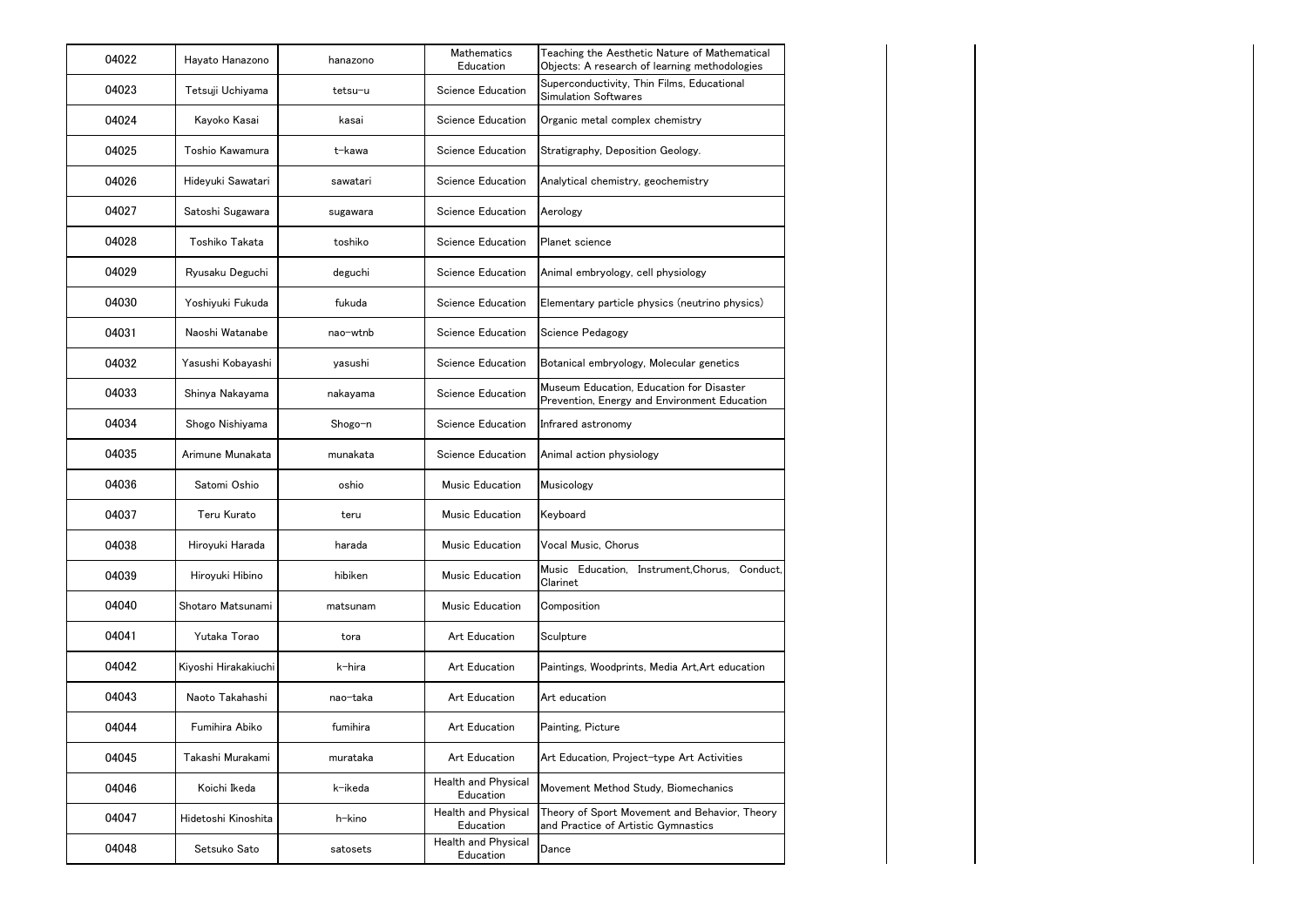| | | | | |
|---|---|---|---|---|
| 04022 | Hayato Hanazono | hanazono | Mathematics Education | Teaching the Aesthetic Nature of Mathematical Objects: A research of learning methodologies |
| 04023 | Tetsuji Uchiyama | tetsu-u | Science Education | Superconductivity, Thin Films, Educational Simulation Softwares |
| 04024 | Kayoko Kasai | kasai | Science Education | Organic metal complex chemistry |
| 04025 | Toshio Kawamura | t-kawa | Science Education | Stratigraphy, Deposition Geology. |
| 04026 | Hideyuki Sawatari | sawatari | Science Education | Analytical chemistry, geochemistry |
| 04027 | Satoshi Sugawara | sugawara | Science Education | Aerology |
| 04028 | Toshiko Takata | toshiko | Science Education | Planet science |
| 04029 | Ryusaku Deguchi | deguchi | Science Education | Animal embryology, cell physiology |
| 04030 | Yoshiyuki Fukuda | fukuda | Science Education | Elementary particle physics (neutrino physics) |
| 04031 | Naoshi Watanabe | nao-wtnb | Science Education | Science Pedagogy |
| 04032 | Yasushi Kobayashi | yasushi | Science Education | Botanical embryology, Molecular genetics |
| 04033 | Shinya Nakayama | nakayama | Science Education | Museum Education, Education for Disaster Prevention, Energy and Environment Education |
| 04034 | Shogo Nishiyama | Shogo-n | Science Education | Infrared astronomy |
| 04035 | Arimune Munakata | munakata | Science Education | Animal action physiology |
| 04036 | Satomi Oshio | oshio | Music Education | Musicology |
| 04037 | Teru Kurato | teru | Music Education | Keyboard |
| 04038 | Hiroyuki Harada | harada | Music Education | Vocal Music, Chorus |
| 04039 | Hiroyuki Hibino | hibiken | Music Education | Music Education, Instrument,Chorus, Conduct, Clarinet |
| 04040 | Shotaro Matsunami | matsunam | Music Education | Composition |
| 04041 | Yutaka Torao | tora | Art Education | Sculpture |
| 04042 | Kiyoshi Hirakakiuchi | k-hira | Art Education | Paintings, Woodprints, Media Art,Art education |
| 04043 | Naoto Takahashi | nao-taka | Art Education | Art education |
| 04044 | Fumihira Abiko | fumihira | Art Education | Painting, Picture |
| 04045 | Takashi Murakami | murataka | Art Education | Art Education, Project-type Art Activities |
| 04046 | Koichi Ikeda | k-ikeda | Health and Physical Education | Movement Method Study, Biomechanics |
| 04047 | Hidetoshi Kinoshita | h-kino | Health and Physical Education | Theory of Sport Movement and Behavior, Theory and Practice of Artistic Gymnastics |
| 04048 | Setsuko Sato | satosets | Health and Physical Education | Dance |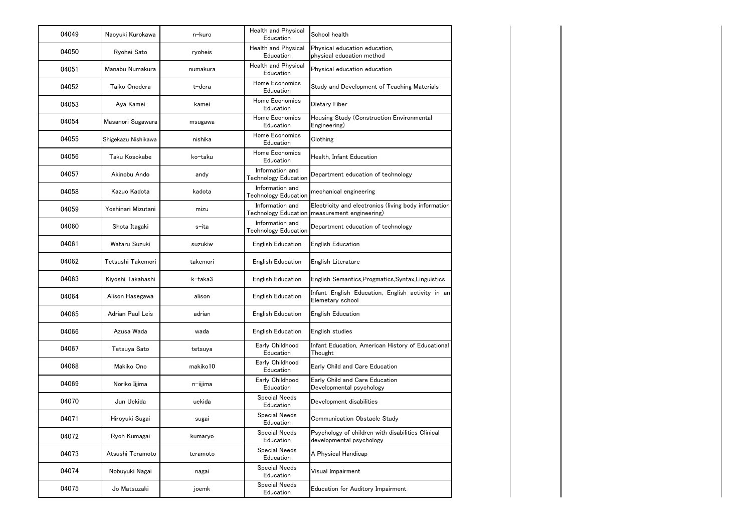| | | | | |
|---|---|---|---|---|
| 04049 | Naoyuki Kurokawa | n-kuro | Health and Physical Education | School health |
| 04050 | Ryohei Sato | ryoheis | Health and Physical Education | Physical education education, physical education method |
| 04051 | Manabu Numakura | numakura | Health and Physical Education | Physical education education |
| 04052 | Taiko Onodera | t-dera | Home Economics Education | Study and Development of Teaching Materials |
| 04053 | Aya Kamei | kamei | Home Economics Education | Dietary Fiber |
| 04054 | Masanori Sugawara | msugawa | Home Economics Education | Housing Study (Construction Environmental Engineering) |
| 04055 | Shigekazu Nishikawa | nishika | Home Economics Education | Clothing |
| 04056 | Taku Kosokabe | ko-taku | Home Economics Education | Health, Infant Education |
| 04057 | Akinobu Ando | andy | Information and Technology Education | Department education of technology |
| 04058 | Kazuo Kadota | kadota | Information and Technology Education | mechanical engineering |
| 04059 | Yoshinari Mizutani | mizu | Information and Technology Education | Electricity and electronics (living body information measurement engineering) |
| 04060 | Shota Itagaki | s-ita | Information and Technology Education | Department education of technology |
| 04061 | Wataru Suzuki | suzukiw | English Education | English Education |
| 04062 | Tetsushi Takemori | takemori | English Education | English Literature |
| 04063 | Kiyoshi Takahashi | k-taka3 | English Education | English Semantics,Progmatics,Syntax,Linguistics |
| 04064 | Alison Hasegawa | alison | English Education | Infant English Education, English activity in an Elemetary school |
| 04065 | Adrian Paul Leis | adrian | English Education | English Education |
| 04066 | Azusa Wada | wada | English Education | English studies |
| 04067 | Tetsuya Sato | tetsuya | Early Childhood Education | Infant Education, American History of Educational Thought |
| 04068 | Makiko Ono | makiko10 | Early Childhood Education | Early Child and Care Education |
| 04069 | Noriko Iijima | n-iijima | Early Childhood Education | Early Child and Care Education Developmental psychology |
| 04070 | Jun Uekida | uekida | Special Needs Education | Development disabilities |
| 04071 | Hiroyuki Sugai | sugai | Special Needs Education | Communication Obstacle Study |
| 04072 | Ryoh Kumagai | kumaryo | Special Needs Education | Psychology of children with disabilities Clinical developmental psychology |
| 04073 | Atsushi Teramoto | teramoto | Special Needs Education | A Physical Handicap |
| 04074 | Nobuyuki Nagai | nagai | Special Needs Education | Visual Impairment |
| 04075 | Jo Matsuzaki | joemk | Special Needs Education | Education for Auditory Impairment |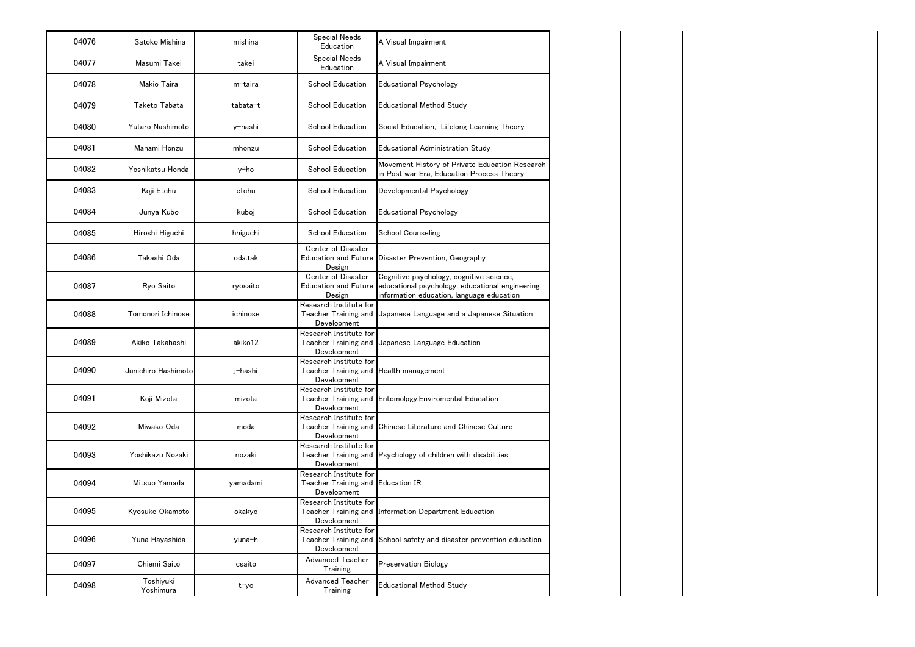| | | | | |
|---|---|---|---|---|
| 04076 | Satoko Mishina | mishina | Special Needs Education | A Visual Impairment |
| 04077 | Masumi Takei | takei | Special Needs Education | A Visual Impairment |
| 04078 | Makio Taira | m-taira | School Education | Educational Psychology |
| 04079 | Taketo Tabata | tabata-t | School Education | Educational Method Study |
| 04080 | Yutaro Nashimoto | y-nashi | School Education | Social Education, Lifelong Learning Theory |
| 04081 | Manami Honzu | mhonzu | School Education | Educational Administration Study |
| 04082 | Yoshikatsu Honda | y-ho | School Education | Movement History of Private Education Research in Post war Era, Education Process Theory |
| 04083 | Koji Etchu | etchu | School Education | Developmental Psychology |
| 04084 | Junya Kubo | kuboj | School Education | Educational Psychology |
| 04085 | Hiroshi Higuchi | hhiguchi | School Education | School Counseling |
| 04086 | Takashi Oda | oda.tak | Center of Disaster Education and Future Design | Disaster Prevention, Geography |
| 04087 | Ryo Saito | ryosaito | Center of Disaster Education and Future Design | Cognitive psychology, cognitive science, educational psychology, educational engineering, information education, language education |
| 04088 | Tomonori Ichinose | ichinose | Research Institute for Teacher Training and Development | Japanese Language and a Japanese Situation |
| 04089 | Akiko Takahashi | akiko12 | Research Institute for Teacher Training and Development | Japanese Language Education |
| 04090 | Junichiro Hashimoto | j-hashi | Research Institute for Teacher Training and Development | Health management |
| 04091 | Koji Mizota | mizota | Research Institute for Teacher Training and Development | Entomolpgy,Enviromental Education |
| 04092 | Miwako Oda | moda | Research Institute for Teacher Training and Development | Chinese Literature and Chinese Culture |
| 04093 | Yoshikazu Nozaki | nozaki | Research Institute for Teacher Training and Development | Psychology of children with disabilities |
| 04094 | Mitsuo Yamada | yamadami | Research Institute for Teacher Training and Development | Education IR |
| 04095 | Kyosuke Okamoto | okakyo | Research Institute for Teacher Training and Development | Information Department Education |
| 04096 | Yuna Hayashida | yuna-h | Research Institute for Teacher Training and Development | School safety and disaster prevention education |
| 04097 | Chiemi Saito | csaito | Advanced Teacher Training | Preservation Biology |
| 04098 | Toshiyuki Yoshimura | t-yo | Advanced Teacher Training | Educational Method Study |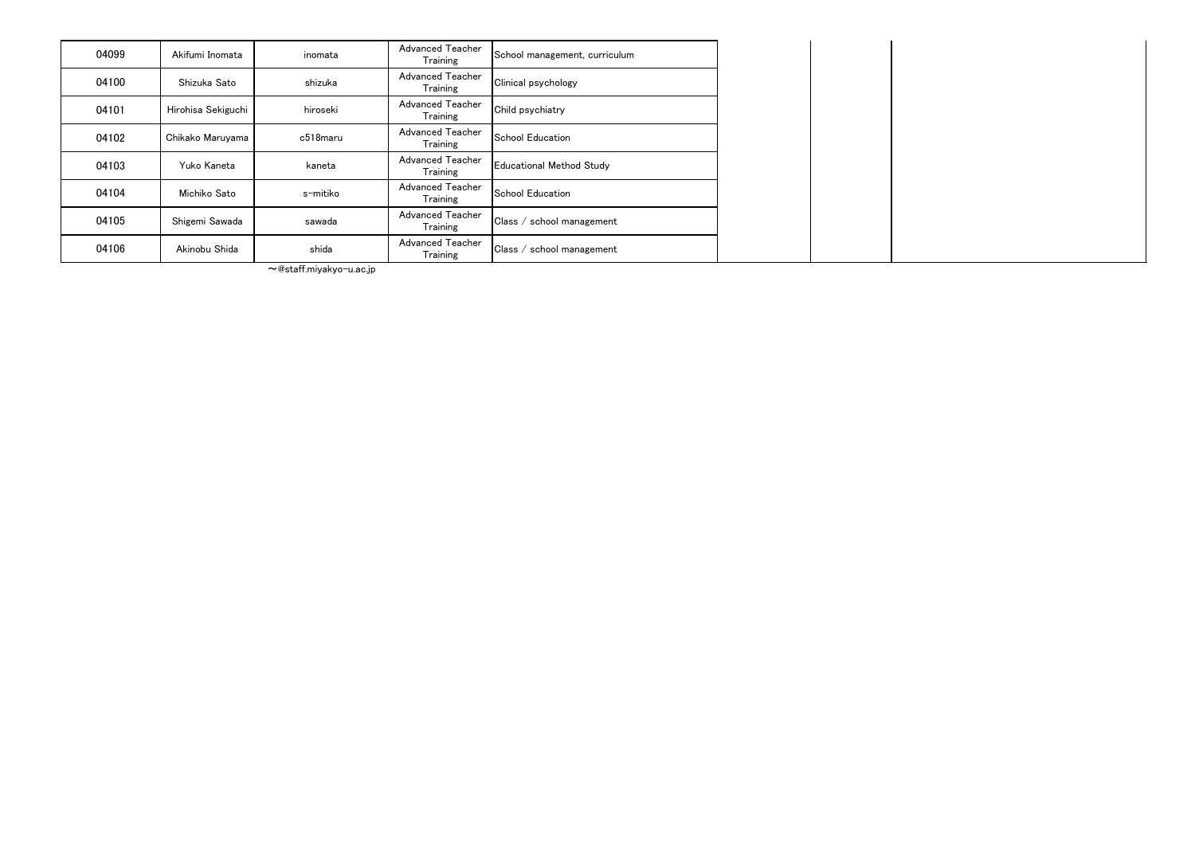| | | | | | | | |
|---|---|---|---|---|---|---|---|
| 04099 | Akifumi Inomata | inomata | Advanced Teacher Training | School management, curriculum | | | |
| 04100 | Shizuka Sato | shizuka | Advanced Teacher Training | Clinical psychology | | | |
| 04101 | Hirohisa Sekiguchi | hiroseki | Advanced Teacher Training | Child psychiatry | | | |
| 04102 | Chikako Maruyama | c518maru | Advanced Teacher Training | School Education | | | |
| 04103 | Yuko Kaneta | kaneta | Advanced Teacher Training | Educational Method Study | | | |
| 04104 | Michiko Sato | s-mitiko | Advanced Teacher Training | School Education | | | |
| 04105 | Shigemi Sawada | sawada | Advanced Teacher Training | Class / school management | | | |
| 04106 | Akinobu Shida | shida | Advanced Teacher Training | Class / school management | | | |

～@staff.miyakyo-u.ac.jp